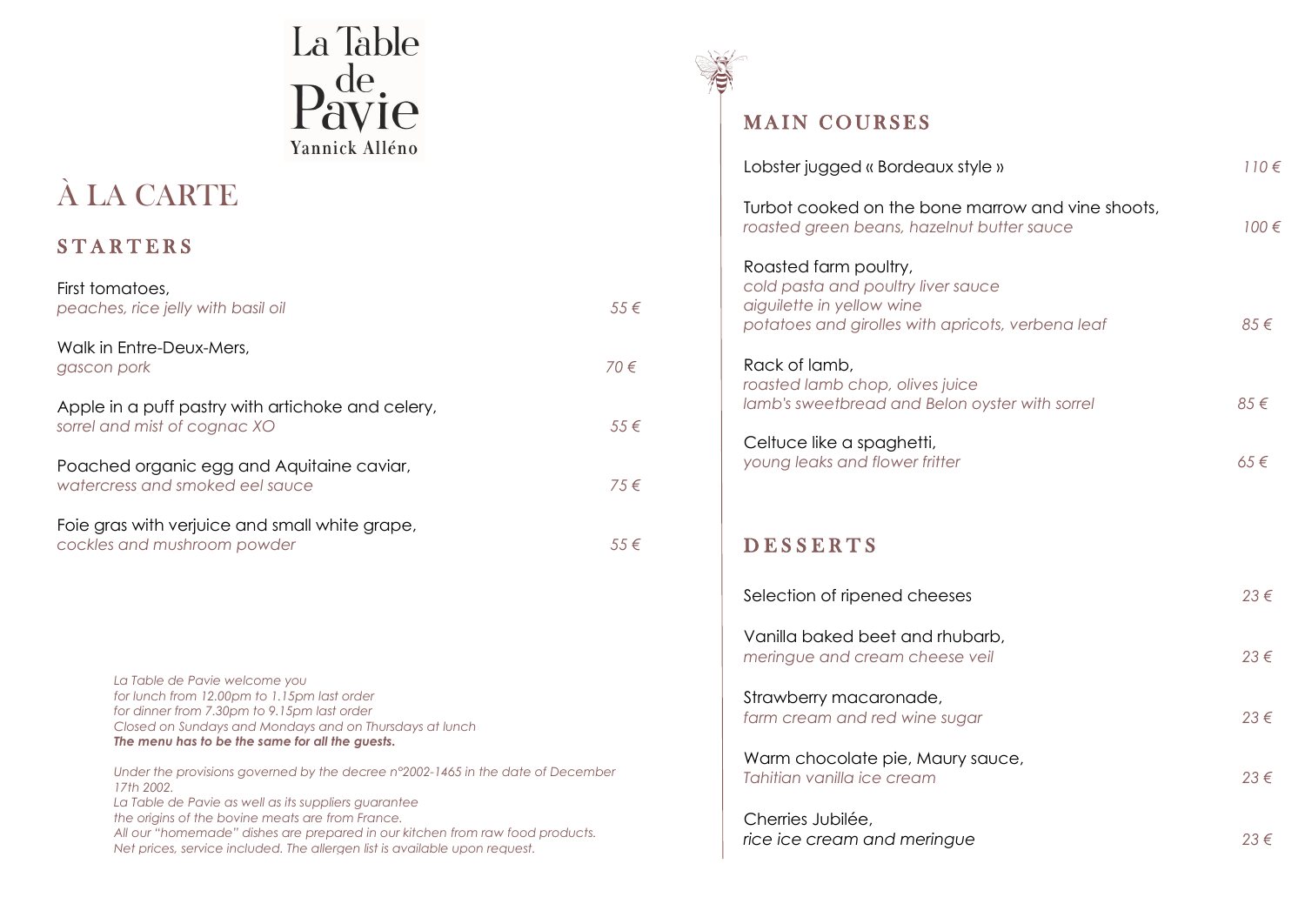# La Table de Pavie

Yannick Alléno

# À LA CARTE

## STARTERS

First tomatoes,
*peaches, rice jelly with basil oil* — 55 €

Walk in Entre-Deux-Mers,
*gascon pork* — 70 €

Apple in a puff pastry with artichoke and celery,
*sorrel and mist of cognac XO* — 55 €

Poached organic egg and Aquitaine caviar,
*watercress and smoked eel sauce* — 75 €

Foie gras with verjuice and small white grape,
*cockles and mushroom powder* — 55 €

*La Table de Pavie welcome you*
*for lunch from 12.00pm to 1.15pm last order*
*for dinner from 7.30pm to 9.15pm last order*
*Closed on Sundays and Mondays and on Thursdays at lunch*
***The menu has to be the same for all the guests.***

*Under the provisions governed by the decree n°2002-1465 in the date of December 17th 2002.*
*La Table de Pavie as well as its suppliers guarantee*
*the origins of the bovine meats are from France.*
*All our "homemade" dishes are prepared in our kitchen from raw food products.*
*Net prices, service included. The allergen list is available upon request.*

## MAIN COURSES

Lobster jugged « Bordeaux style » — 110 €

Turbot cooked on the bone marrow and vine shoots,
*roasted green beans, hazelnut butter sauce* — 100 €

Roasted farm poultry,
*cold pasta and poultry liver sauce*
*aiguilette in yellow wine*
*potatoes and girolles with apricots, verbena leaf* — 85 €

Rack of lamb,
*roasted lamb chop, olives juice*
*lamb's sweetbread and Belon oyster with sorrel* — 85 €

Celtuce like a spaghetti,
*young leaks and flower fritter* — 65 €

## DESSERTS

Selection of ripened cheeses — 23 €

Vanilla baked beet and rhubarb,
*meringue and cream cheese veil* — 23 €

Strawberry macaronade,
*farm cream and red wine sugar* — 23 €

Warm chocolate pie, Maury sauce,
*Tahitian vanilla ice cream* — 23 €

Cherries Jubilée,
*rice ice cream and meringue* — 23 €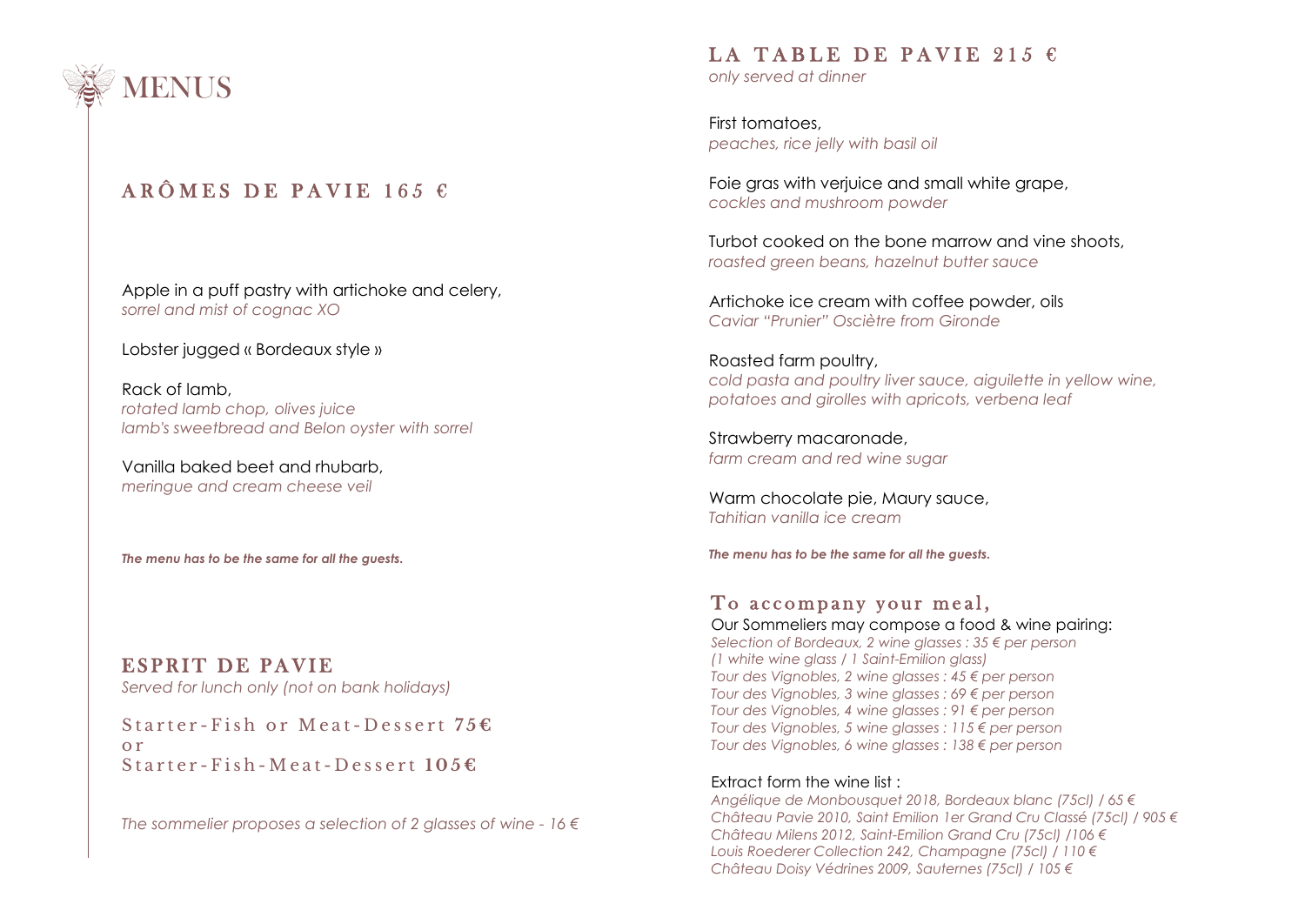# MENUS

## ARÔMES DE PAVIE 165 €

Apple in a puff pastry with artichoke and celery,
*sorrel and mist of cognac XO*

Lobster jugged « Bordeaux style »

Rack of lamb,
*rotated lamb chop, olives juice*
*lamb's sweetbread and Belon oyster with sorrel*

Vanilla baked beet and rhubarb,
*meringue and cream cheese veil*

***The menu has to be the same for all the guests.***

## ESPRIT DE PAVIE

*Served for lunch only (not on bank holidays)*

Starter-Fish or Meat-Dessert **75€**
or
Starter-Fish-Meat-Dessert **105€**

*The sommelier proposes a selection of 2 glasses of wine - 16 €*

## LA TABLE DE PAVIE 215 €

*only served at dinner*

First tomatoes,
*peaches, rice jelly with basil oil*

Foie gras with verjuice and small white grape,
*cockles and mushroom powder*

Turbot cooked on the bone marrow and vine shoots,
*roasted green beans, hazelnut butter sauce*

Artichoke ice cream with coffee powder, oils
*Caviar "Prunier" Osciètre from Gironde*

Roasted farm poultry,
*cold pasta and poultry liver sauce, aiguilette in yellow wine,*
*potatoes and girolles with apricots, verbena leaf*

Strawberry macaronade,
*farm cream and red wine sugar*

Warm chocolate pie, Maury sauce,
*Tahitian vanilla ice cream*

***The menu has to be the same for all the guests.***

## To accompany your meal,

Our Sommeliers may compose a food & wine pairing:
*Selection of Bordeaux, 2 wine glasses : 35 € per person*
*(1 white wine glass / 1 Saint-Emilion glass)*
*Tour des Vignobles, 2 wine glasses : 45 € per person*
*Tour des Vignobles, 3 wine glasses : 69 € per person*
*Tour des Vignobles, 4 wine glasses : 91 € per person*
*Tour des Vignobles, 5 wine glasses : 115 € per person*
*Tour des Vignobles, 6 wine glasses : 138 € per person*

Extract form the wine list :
*Angélique de Monbousquet 2018, Bordeaux blanc (75cl) / 65 €*
*Château Pavie 2010, Saint Emilion 1er Grand Cru Classé (75cl) / 905 €*
*Château Milens 2012, Saint-Emilion Grand Cru (75cl) /106 €*
*Louis Roederer Collection 242, Champagne (75cl) / 110 €*
*Château Doisy Védrines 2009, Sauternes (75cl) / 105 €*